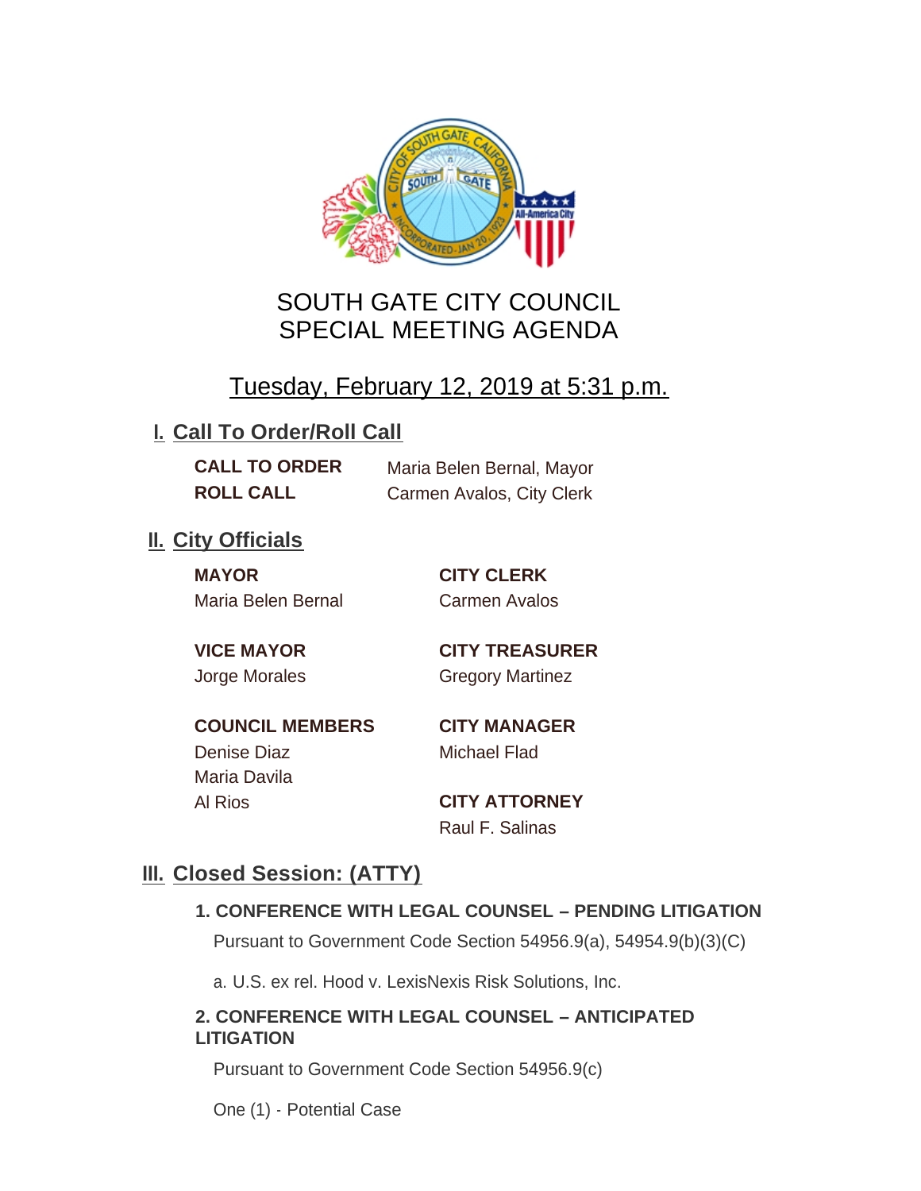# SOUTH GATE CITY COUNCIL
# SPECIAL MEETING AGENDA

## Tuesday, February 12, 2019 at 5:31 p.m.

## I. Call To Order/Roll Call

**CALL TO ORDER** Maria Belen Bernal, Mayor

**ROLL CALL** Carmen Avalos, City Clerk

## II. City Officials

**MAYOR**
Maria Belen Bernal

**VICE MAYOR**
Jorge Morales

**COUNCIL MEMBERS**
Denise Diaz
Maria Davila
Al Rios

**CITY CLERK**
Carmen Avalos

**CITY TREASURER**
Gregory Martinez

**CITY MANAGER**
Michael Flad

**CITY ATTORNEY**
Raul F. Salinas

## III. Closed Session: (ATTY)

### 1. CONFERENCE WITH LEGAL COUNSEL – PENDING LITIGATION

Pursuant to Government Code Section 54956.9(a), 54954.9(b)(3)(C)

a. U.S. ex rel. Hood v. LexisNexis Risk Solutions, Inc.

### 2. CONFERENCE WITH LEGAL COUNSEL – ANTICIPATED LITIGATION

Pursuant to Government Code Section 54956.9(c)

One (1) - Potential Case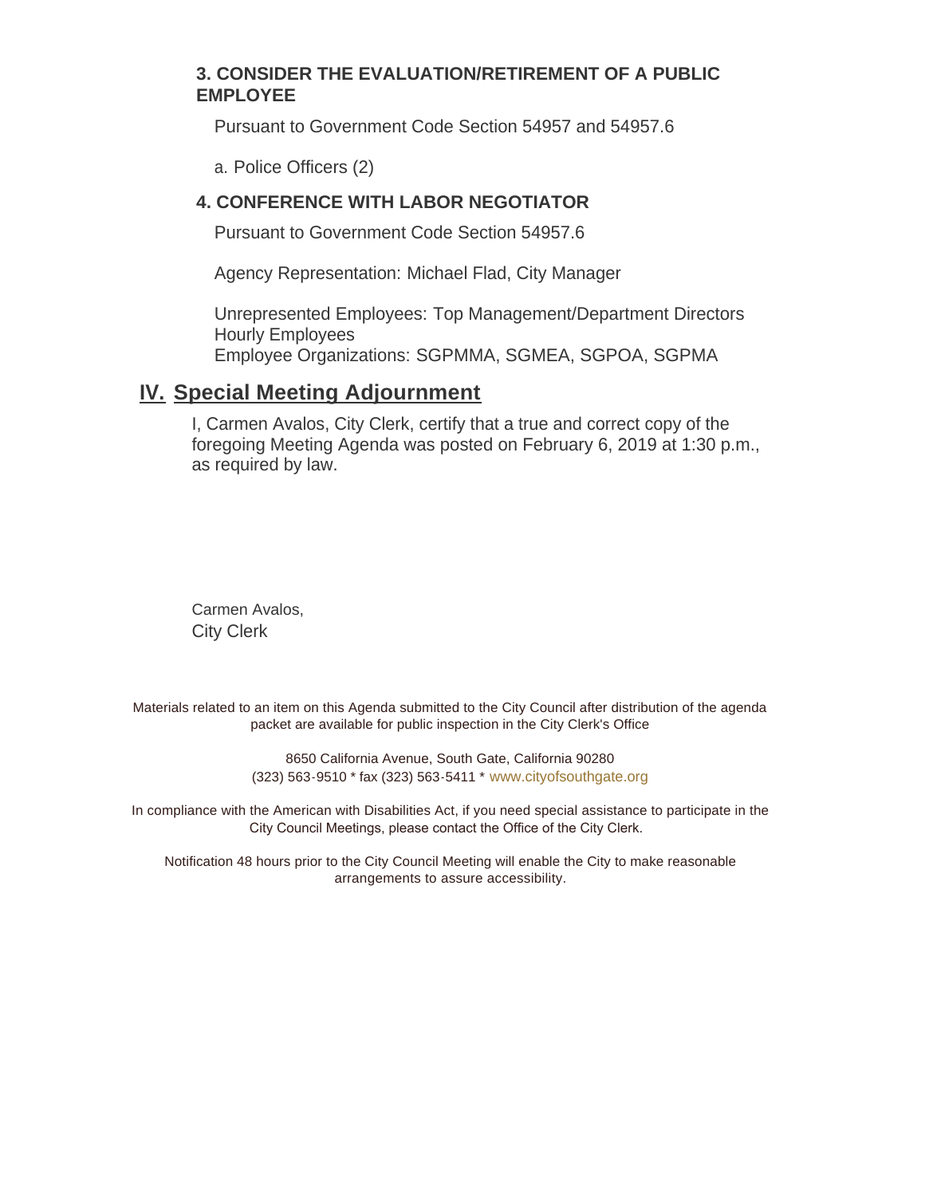### 3. CONSIDER THE EVALUATION/RETIREMENT OF A PUBLIC EMPLOYEE

Pursuant to Government Code Section 54957 and 54957.6

a. Police Officers (2)

### 4. CONFERENCE WITH LABOR NEGOTIATOR

Pursuant to Government Code Section 54957.6

Agency Representation: Michael Flad, City Manager

Unrepresented Employees: Top Management/Department Directors
Hourly Employees
Employee Organizations: SGPMMA, SGMEA, SGPOA, SGPMA

## IV. Special Meeting Adjournment

I, Carmen Avalos, City Clerk, certify that a true and correct copy of the foregoing Meeting Agenda was posted on February 6, 2019 at 1:30 p.m., as required by law.

Carmen Avalos,
City Clerk

Materials related to an item on this Agenda submitted to the City Council after distribution of the agenda packet are available for public inspection in the City Clerk's Office

8650 California Avenue, South Gate, California 90280
(323) 563-9510 * fax (323) 563-5411 * www.cityofsouthgate.org

In compliance with the American with Disabilities Act, if you need special assistance to participate in the City Council Meetings, please contact the Office of the City Clerk.

Notification 48 hours prior to the City Council Meeting will enable the City to make reasonable arrangements to assure accessibility.